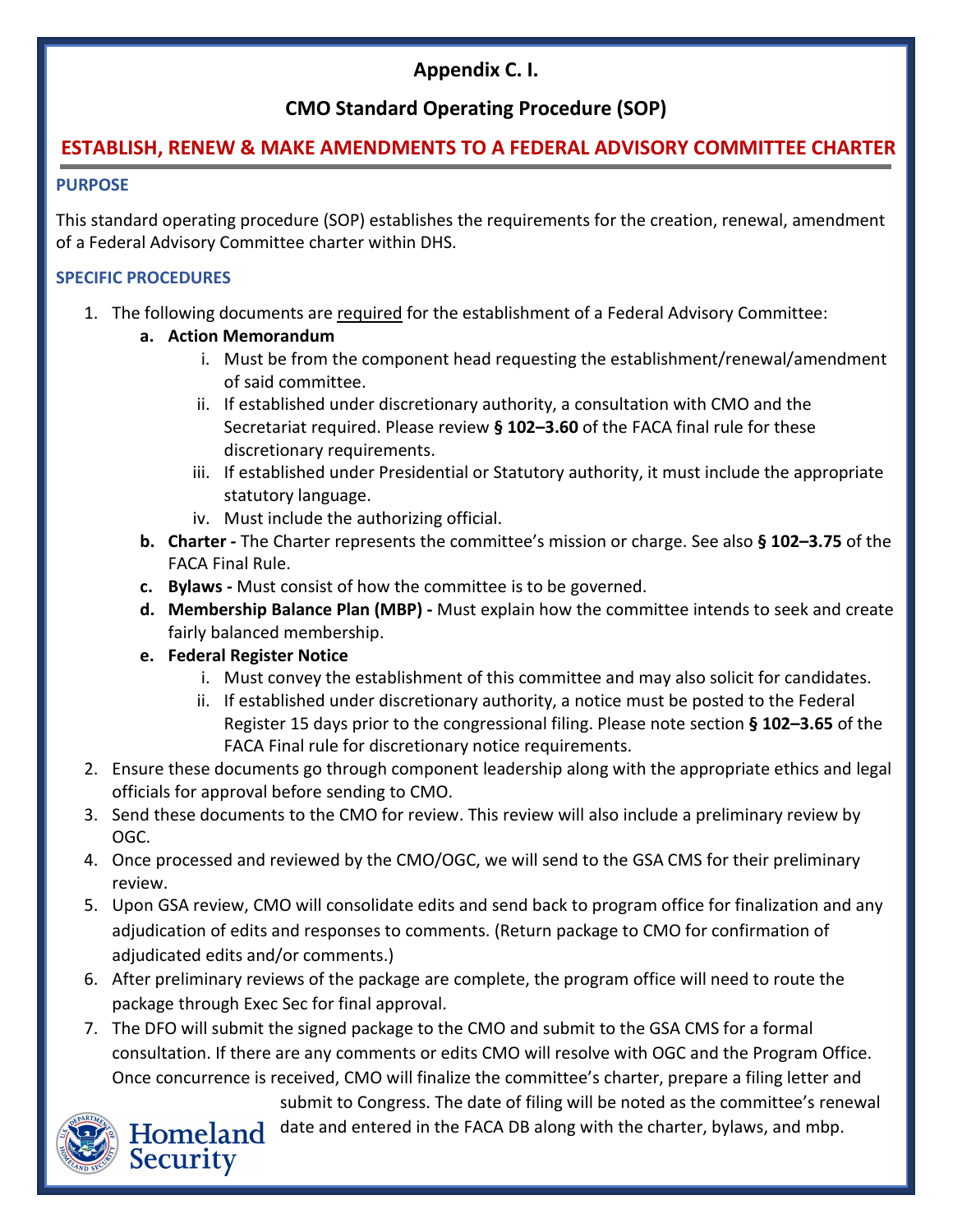# Appendix C. I.

## CMO Standard Operating Procedure (SOP)

## ESTABLISH, RENEW & MAKE AMENDMENTS TO A FEDERAL ADVISORY COMMITTEE CHARTER

### PURPOSE

This standard operating procedure (SOP) establishes the requirements for the creation, renewal, amendment of a Federal Advisory Committee charter within DHS.

### SPECIFIC PROCEDURES

1. The following documents are <u>required</u> for the establishment of a Federal Advisory Committee:
   - **a. Action Memorandum**
     - i. Must be from the component head requesting the establishment/renewal/amendment of said committee.
     - ii. If established under discretionary authority, a consultation with CMO and the Secretariat required. Please review **§ 102–3.60** of the FACA final rule for these discretionary requirements.
     - iii. If established under Presidential or Statutory authority, it must include the appropriate statutory language.
     - iv. Must include the authorizing official.
   - **b. Charter -** The Charter represents the committee's mission or charge. See also **§ 102–3.75** of the FACA Final Rule.
   - **c. Bylaws -** Must consist of how the committee is to be governed.
   - **d. Membership Balance Plan (MBP) -** Must explain how the committee intends to seek and create fairly balanced membership.
   - **e. Federal Register Notice**
     - i. Must convey the establishment of this committee and may also solicit for candidates.
     - ii. If established under discretionary authority, a notice must be posted to the Federal Register 15 days prior to the congressional filing. Please note section **§ 102–3.65** of the FACA Final rule for discretionary notice requirements.
2. Ensure these documents go through component leadership along with the appropriate ethics and legal officials for approval before sending to CMO.
3. Send these documents to the CMO for review. This review will also include a preliminary review by OGC.
4. Once processed and reviewed by the CMO/OGC, we will send to the GSA CMS for their preliminary review.
5. Upon GSA review, CMO will consolidate edits and send back to program office for finalization and any adjudication of edits and responses to comments. (Return package to CMO for confirmation of adjudicated edits and/or comments.)
6. After preliminary reviews of the package are complete, the program office will need to route the package through Exec Sec for final approval.
7. The DFO will submit the signed package to the CMO and submit to the GSA CMS for a formal consultation. If there are any comments or edits CMO will resolve with OGC and the Program Office. Once concurrence is received, CMO will finalize the committee's charter, prepare a filing letter and submit to Congress. The date of filing will be noted as the committee's renewal date and entered in the FACA DB along with the charter, bylaws, and mbp.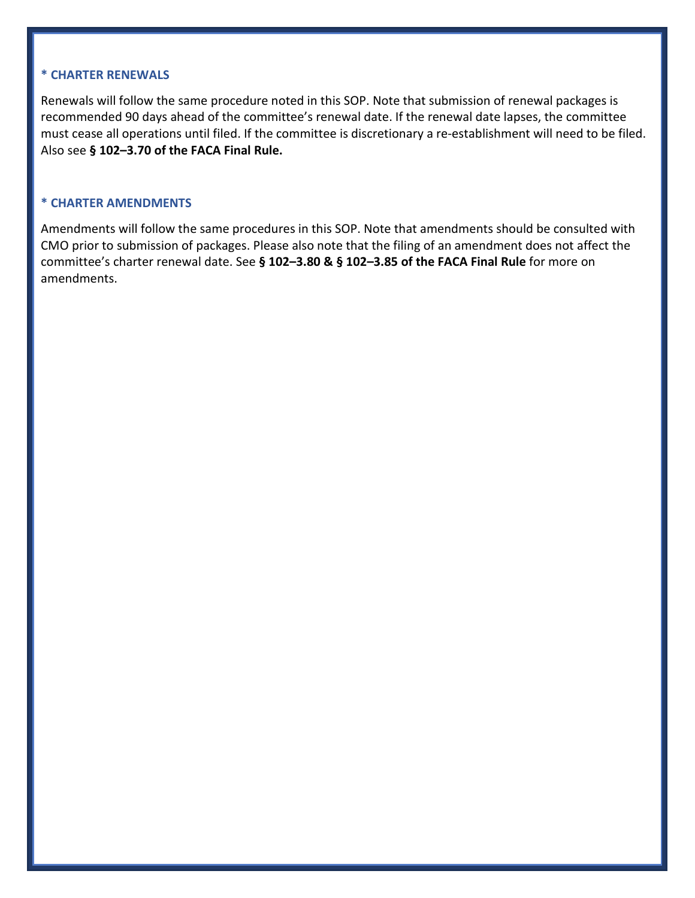### * CHARTER RENEWALS

Renewals will follow the same procedure noted in this SOP. Note that submission of renewal packages is recommended 90 days ahead of the committee's renewal date. If the renewal date lapses, the committee must cease all operations until filed. If the committee is discretionary a re-establishment will need to be filed. Also see **§ 102–3.70 of the FACA Final Rule.**

### * CHARTER AMENDMENTS

Amendments will follow the same procedures in this SOP. Note that amendments should be consulted with CMO prior to submission of packages. Please also note that the filing of an amendment does not affect the committee's charter renewal date. See **§ 102–3.80 & § 102–3.85 of the FACA Final Rule** for more on amendments.